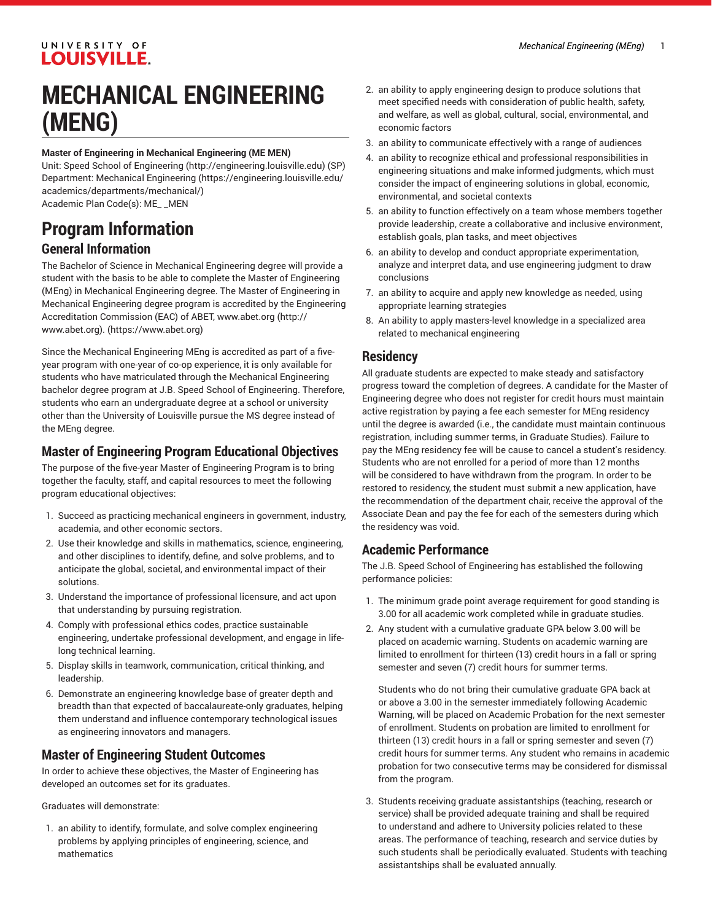# MECHANICAL ENGINEERING (MENG)

**Master of Engineering in Mechanical Engineering (ME MEN)**
Unit: Speed School of Engineering (http://engineering.louisville.edu) (SP)
Department: Mechanical Engineering (https://engineering.louisville.edu/academics/departments/mechanical/)
Academic Plan Code(s): ME_ _MEN

## Program Information

### General Information

The Bachelor of Science in Mechanical Engineering degree will provide a student with the basis to be able to complete the Master of Engineering (MEng) in Mechanical Engineering degree. The Master of Engineering in Mechanical Engineering degree program is accredited by the Engineering Accreditation Commission (EAC) of ABET, www.abet.org (http://www.abet.org). (https://www.abet.org)

Since the Mechanical Engineering MEng is accredited as part of a five-year program with one-year of co-op experience, it is only available for students who have matriculated through the Mechanical Engineering bachelor degree program at J.B. Speed School of Engineering. Therefore, students who earn an undergraduate degree at a school or university other than the University of Louisville pursue the MS degree instead of the MEng degree.

### Master of Engineering Program Educational Objectives

The purpose of the five-year Master of Engineering Program is to bring together the faculty, staff, and capital resources to meet the following program educational objectives:

1. Succeed as practicing mechanical engineers in government, industry, academia, and other economic sectors.
2. Use their knowledge and skills in mathematics, science, engineering, and other disciplines to identify, define, and solve problems, and to anticipate the global, societal, and environmental impact of their solutions.
3. Understand the importance of professional licensure, and act upon that understanding by pursuing registration.
4. Comply with professional ethics codes, practice sustainable engineering, undertake professional development, and engage in life-long technical learning.
5. Display skills in teamwork, communication, critical thinking, and leadership.
6. Demonstrate an engineering knowledge base of greater depth and breadth than that expected of baccalaureate-only graduates, helping them understand and influence contemporary technological issues as engineering innovators and managers.

### Master of Engineering Student Outcomes

In order to achieve these objectives, the Master of Engineering has developed an outcomes set for its graduates.

Graduates will demonstrate:

1. an ability to identify, formulate, and solve complex engineering problems by applying principles of engineering, science, and mathematics
2. an ability to apply engineering design to produce solutions that meet specified needs with consideration of public health, safety, and welfare, as well as global, cultural, social, environmental, and economic factors
3. an ability to communicate effectively with a range of audiences
4. an ability to recognize ethical and professional responsibilities in engineering situations and make informed judgments, which must consider the impact of engineering solutions in global, economic, environmental, and societal contexts
5. an ability to function effectively on a team whose members together provide leadership, create a collaborative and inclusive environment, establish goals, plan tasks, and meet objectives
6. an ability to develop and conduct appropriate experimentation, analyze and interpret data, and use engineering judgment to draw conclusions
7. an ability to acquire and apply new knowledge as needed, using appropriate learning strategies
8. An ability to apply masters-level knowledge in a specialized area related to mechanical engineering

### Residency

All graduate students are expected to make steady and satisfactory progress toward the completion of degrees. A candidate for the Master of Engineering degree who does not register for credit hours must maintain active registration by paying a fee each semester for MEng residency until the degree is awarded (i.e., the candidate must maintain continuous registration, including summer terms, in Graduate Studies). Failure to pay the MEng residency fee will be cause to cancel a student's residency. Students who are not enrolled for a period of more than 12 months will be considered to have withdrawn from the program. In order to be restored to residency, the student must submit a new application, have the recommendation of the department chair, receive the approval of the Associate Dean and pay the fee for each of the semesters during which the residency was void.

### Academic Performance

The J.B. Speed School of Engineering has established the following performance policies:

1. The minimum grade point average requirement for good standing is 3.00 for all academic work completed while in graduate studies.
2. Any student with a cumulative graduate GPA below 3.00 will be placed on academic warning. Students on academic warning are limited to enrollment for thirteen (13) credit hours in a fall or spring semester and seven (7) credit hours for summer terms.

   Students who do not bring their cumulative graduate GPA back at or above a 3.00 in the semester immediately following Academic Warning, will be placed on Academic Probation for the next semester of enrollment. Students on probation are limited to enrollment for thirteen (13) credit hours in a fall or spring semester and seven (7) credit hours for summer terms. Any student who remains in academic probation for two consecutive terms may be considered for dismissal from the program.
3. Students receiving graduate assistantships (teaching, research or service) shall be provided adequate training and shall be required to understand and adhere to University policies related to these areas. The performance of teaching, research and service duties by such students shall be periodically evaluated. Students with teaching assistantships shall be evaluated annually.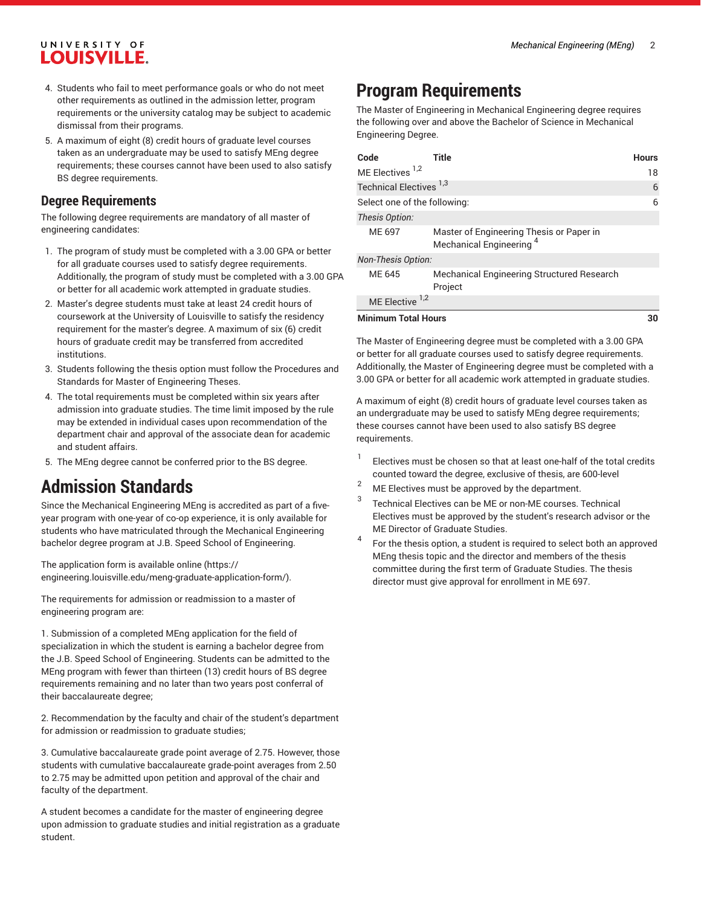4. Students who fail to meet performance goals or who do not meet other requirements as outlined in the admission letter, program requirements or the university catalog may be subject to academic dismissal from their programs.
5. A maximum of eight (8) credit hours of graduate level courses taken as an undergraduate may be used to satisfy MEng degree requirements; these courses cannot have been used to also satisfy BS degree requirements.

## Degree Requirements

The following degree requirements are mandatory of all master of engineering candidates:

1. The program of study must be completed with a 3.00 GPA or better for all graduate courses used to satisfy degree requirements. Additionally, the program of study must be completed with a 3.00 GPA or better for all academic work attempted in graduate studies.
2. Master's degree students must take at least 24 credit hours of coursework at the University of Louisville to satisfy the residency requirement for the master's degree. A maximum of six (6) credit hours of graduate credit may be transferred from accredited institutions.
3. Students following the thesis option must follow the Procedures and Standards for Master of Engineering Theses.
4. The total requirements must be completed within six years after admission into graduate studies. The time limit imposed by the rule may be extended in individual cases upon recommendation of the department chair and approval of the associate dean for academic and student affairs.
5. The MEng degree cannot be conferred prior to the BS degree.

# Admission Standards

Since the Mechanical Engineering MEng is accredited as part of a five-year program with one-year of co-op experience, it is only available for students who have matriculated through the Mechanical Engineering bachelor degree program at J.B. Speed School of Engineering.

The application form is available online (https://engineering.louisville.edu/meng-graduate-application-form/).

The requirements for admission or readmission to a master of engineering program are:

1. Submission of a completed MEng application for the field of specialization in which the student is earning a bachelor degree from the J.B. Speed School of Engineering. Students can be admitted to the MEng program with fewer than thirteen (13) credit hours of BS degree requirements remaining and no later than two years post conferral of their baccalaureate degree;

2. Recommendation by the faculty and chair of the student's department for admission or readmission to graduate studies;

3. Cumulative baccalaureate grade point average of 2.75. However, those students with cumulative baccalaureate grade-point averages from 2.50 to 2.75 may be admitted upon petition and approval of the chair and faculty of the department.

A student becomes a candidate for the master of engineering degree upon admission to graduate studies and initial registration as a graduate student.

# Program Requirements

The Master of Engineering in Mechanical Engineering degree requires the following over and above the Bachelor of Science in Mechanical Engineering Degree.

| Code | Title | Hours |
|---|---|---|
| ME Electives [1,2] | | 18 |
| Technical Electives [1,3] | | 6 |
| Select one of the following: | | 6 |
| *Thesis Option:* | | |
| ME 697 | Master of Engineering Thesis or Paper in Mechanical Engineering [4] | |
| *Non-Thesis Option:* | | |
| ME 645 | Mechanical Engineering Structured Research Project | |
| ME Elective [1,2] | | |
| **Minimum Total Hours** | | **30** |

The Master of Engineering degree must be completed with a 3.00 GPA or better for all graduate courses used to satisfy degree requirements. Additionally, the Master of Engineering degree must be completed with a 3.00 GPA or better for all academic work attempted in graduate studies.

A maximum of eight (8) credit hours of graduate level courses taken as an undergraduate may be used to satisfy MEng degree requirements; these courses cannot have been used to also satisfy BS degree requirements.

1. Electives must be chosen so that at least one-half of the total credits counted toward the degree, exclusive of thesis, are 600-level
2. ME Electives must be approved by the department.
3. Technical Electives can be ME or non-ME courses. Technical Electives must be approved by the student's research advisor or the ME Director of Graduate Studies.
4. For the thesis option, a student is required to select both an approved MEng thesis topic and the director and members of the thesis committee during the first term of Graduate Studies. The thesis director must give approval for enrollment in ME 697.